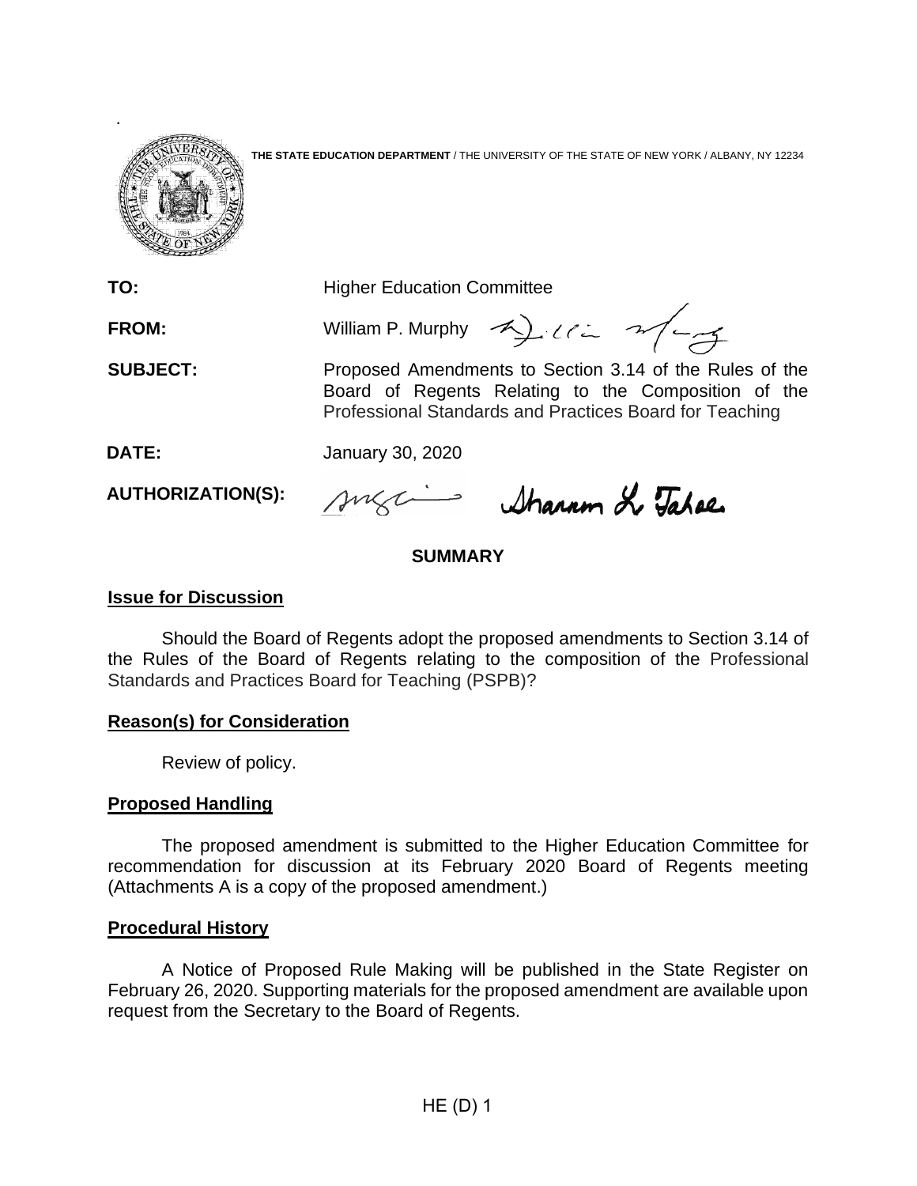**THE STATE EDUCATION DEPARTMENT** / THE UNIVERSITY OF THE STATE OF NEW YORK / ALBANY, NY 12234

**TO:** Higher Education Committee

**FROM:** William P. Murphy

**SUBJECT:** Proposed Amendments to Section 3.14 of the Rules of the Board of Regents Relating to the Composition of the Professional Standards and Practices Board for Teaching

**DATE:** January 30, 2020

**AUTHORIZATION(S):**

## SUMMARY

### Issue for Discussion

Should the Board of Regents adopt the proposed amendments to Section 3.14 of the Rules of the Board of Regents relating to the composition of the Professional Standards and Practices Board for Teaching (PSPB)?

### Reason(s) for Consideration

Review of policy.

### Proposed Handling

The proposed amendment is submitted to the Higher Education Committee for recommendation for discussion at its February 2020 Board of Regents meeting (Attachments A is a copy of the proposed amendment.)

### Procedural History

A Notice of Proposed Rule Making will be published in the State Register on February 26, 2020. Supporting materials for the proposed amendment are available upon request from the Secretary to the Board of Regents.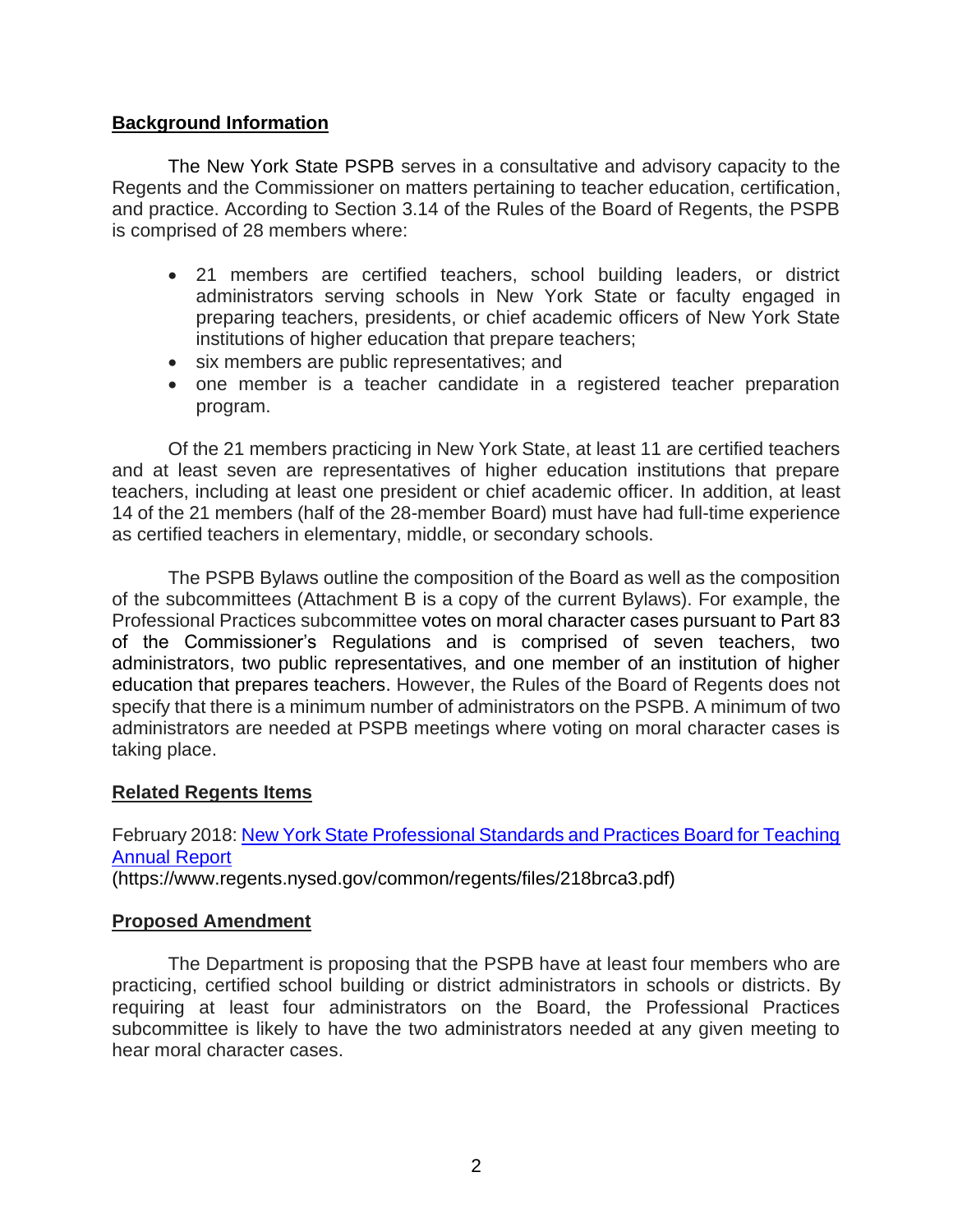**Background Information**

The New York State PSPB serves in a consultative and advisory capacity to the Regents and the Commissioner on matters pertaining to teacher education, certification, and practice. According to Section 3.14 of the Rules of the Board of Regents, the PSPB is comprised of 28 members where:

- 21 members are certified teachers, school building leaders, or district administrators serving schools in New York State or faculty engaged in preparing teachers, presidents, or chief academic officers of New York State institutions of higher education that prepare teachers;
- six members are public representatives; and
- one member is a teacher candidate in a registered teacher preparation program.

Of the 21 members practicing in New York State, at least 11 are certified teachers and at least seven are representatives of higher education institutions that prepare teachers, including at least one president or chief academic officer. In addition, at least 14 of the 21 members (half of the 28-member Board) must have had full-time experience as certified teachers in elementary, middle, or secondary schools.

The PSPB Bylaws outline the composition of the Board as well as the composition of the subcommittees (Attachment B is a copy of the current Bylaws). For example, the Professional Practices subcommittee votes on moral character cases pursuant to Part 83 of the Commissioner's Regulations and is comprised of seven teachers, two administrators, two public representatives, and one member of an institution of higher education that prepares teachers. However, the Rules of the Board of Regents does not specify that there is a minimum number of administrators on the PSPB. A minimum of two administrators are needed at PSPB meetings where voting on moral character cases is taking place.

**Related Regents Items**

February 2018: [New York State Professional Standards and Practices Board for Teaching Annual Report](https://www.regents.nysed.gov/common/regents/files/218brca3.pdf)
(https://www.regents.nysed.gov/common/regents/files/218brca3.pdf)

**Proposed Amendment**

The Department is proposing that the PSPB have at least four members who are practicing, certified school building or district administrators in schools or districts. By requiring at least four administrators on the Board, the Professional Practices subcommittee is likely to have the two administrators needed at any given meeting to hear moral character cases.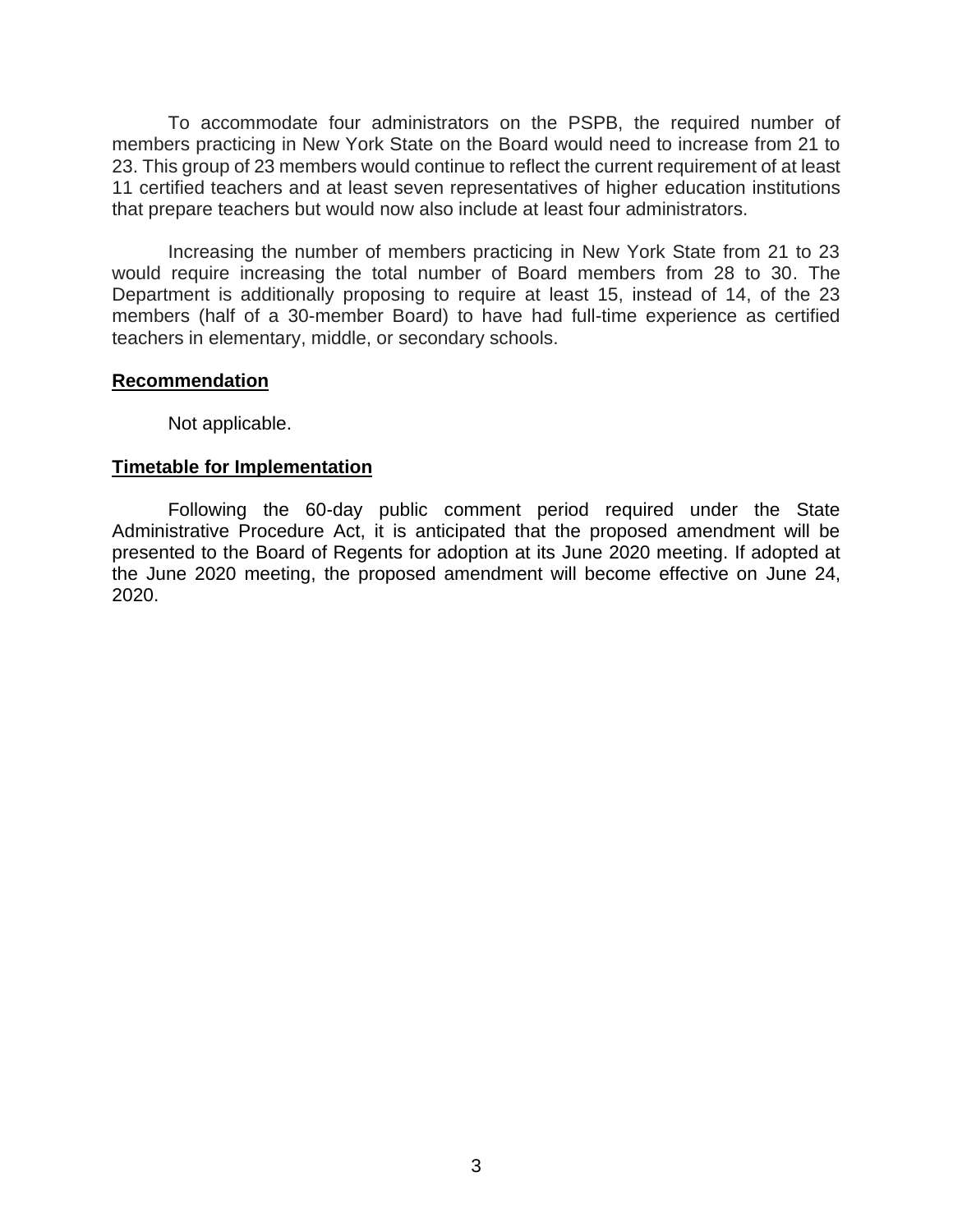To accommodate four administrators on the PSPB, the required number of members practicing in New York State on the Board would need to increase from 21 to 23. This group of 23 members would continue to reflect the current requirement of at least 11 certified teachers and at least seven representatives of higher education institutions that prepare teachers but would now also include at least four administrators.

Increasing the number of members practicing in New York State from 21 to 23 would require increasing the total number of Board members from 28 to 30. The Department is additionally proposing to require at least 15, instead of 14, of the 23 members (half of a 30-member Board) to have had full-time experience as certified teachers in elementary, middle, or secondary schools.

**Recommendation**

Not applicable.

**Timetable for Implementation**

Following the 60-day public comment period required under the State Administrative Procedure Act, it is anticipated that the proposed amendment will be presented to the Board of Regents for adoption at its June 2020 meeting. If adopted at the June 2020 meeting, the proposed amendment will become effective on June 24, 2020.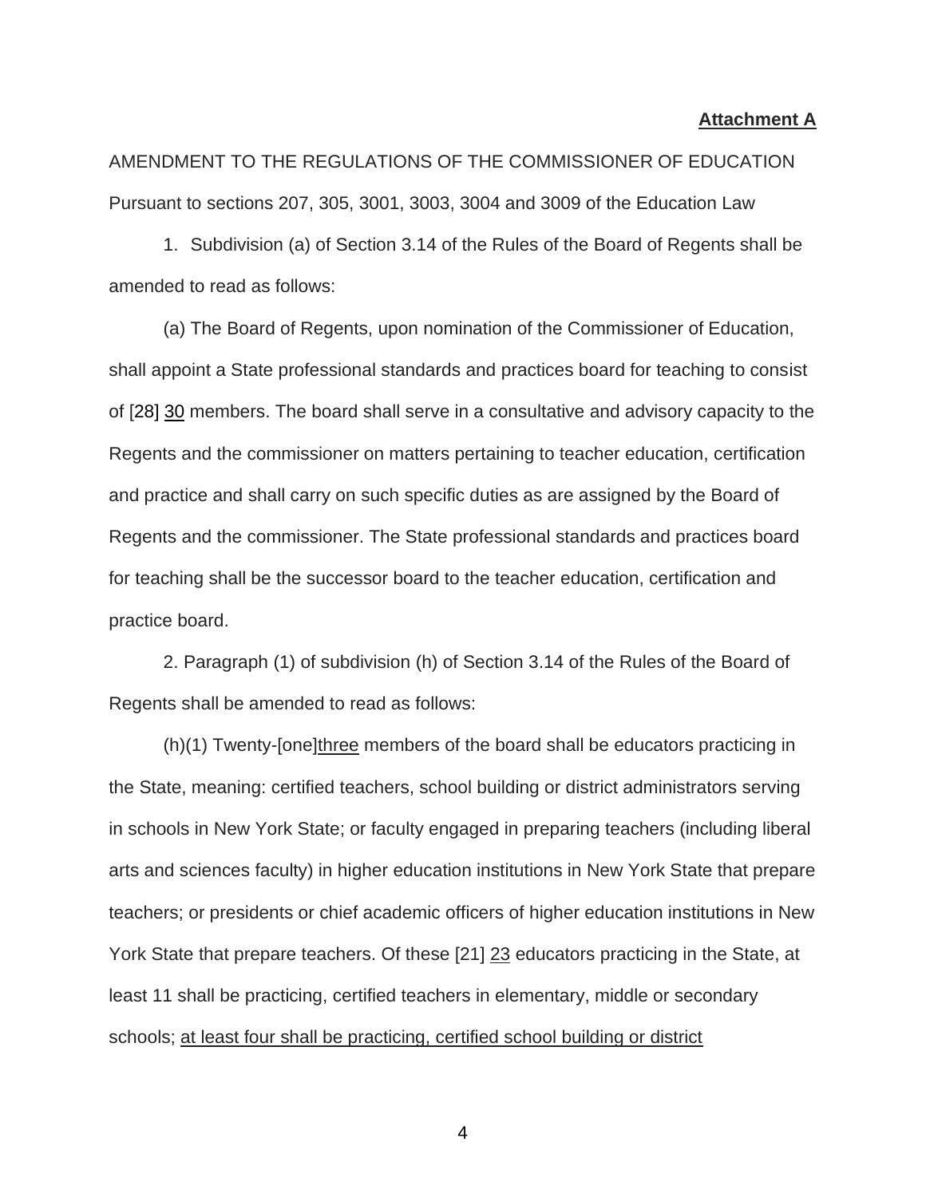**Attachment A**

AMENDMENT TO THE REGULATIONS OF THE COMMISSIONER OF EDUCATION

Pursuant to sections 207, 305, 3001, 3003, 3004 and 3009 of the Education Law

1. Subdivision (a) of Section 3.14 of the Rules of the Board of Regents shall be amended to read as follows:

(a) The Board of Regents, upon nomination of the Commissioner of Education, shall appoint a State professional standards and practices board for teaching to consist of [28] <u>30</u> members. The board shall serve in a consultative and advisory capacity to the Regents and the commissioner on matters pertaining to teacher education, certification and practice and shall carry on such specific duties as are assigned by the Board of Regents and the commissioner. The State professional standards and practices board for teaching shall be the successor board to the teacher education, certification and practice board.

2. Paragraph (1) of subdivision (h) of Section 3.14 of the Rules of the Board of Regents shall be amended to read as follows:

(h)(1) Twenty-[one]<u>three</u> members of the board shall be educators practicing in the State, meaning: certified teachers, school building or district administrators serving in schools in New York State; or faculty engaged in preparing teachers (including liberal arts and sciences faculty) in higher education institutions in New York State that prepare teachers; or presidents or chief academic officers of higher education institutions in New York State that prepare teachers. Of these [21] <u>23</u> educators practicing in the State, at least 11 shall be practicing, certified teachers in elementary, middle or secondary schools; <u>at least four shall be practicing, certified school building or district</u>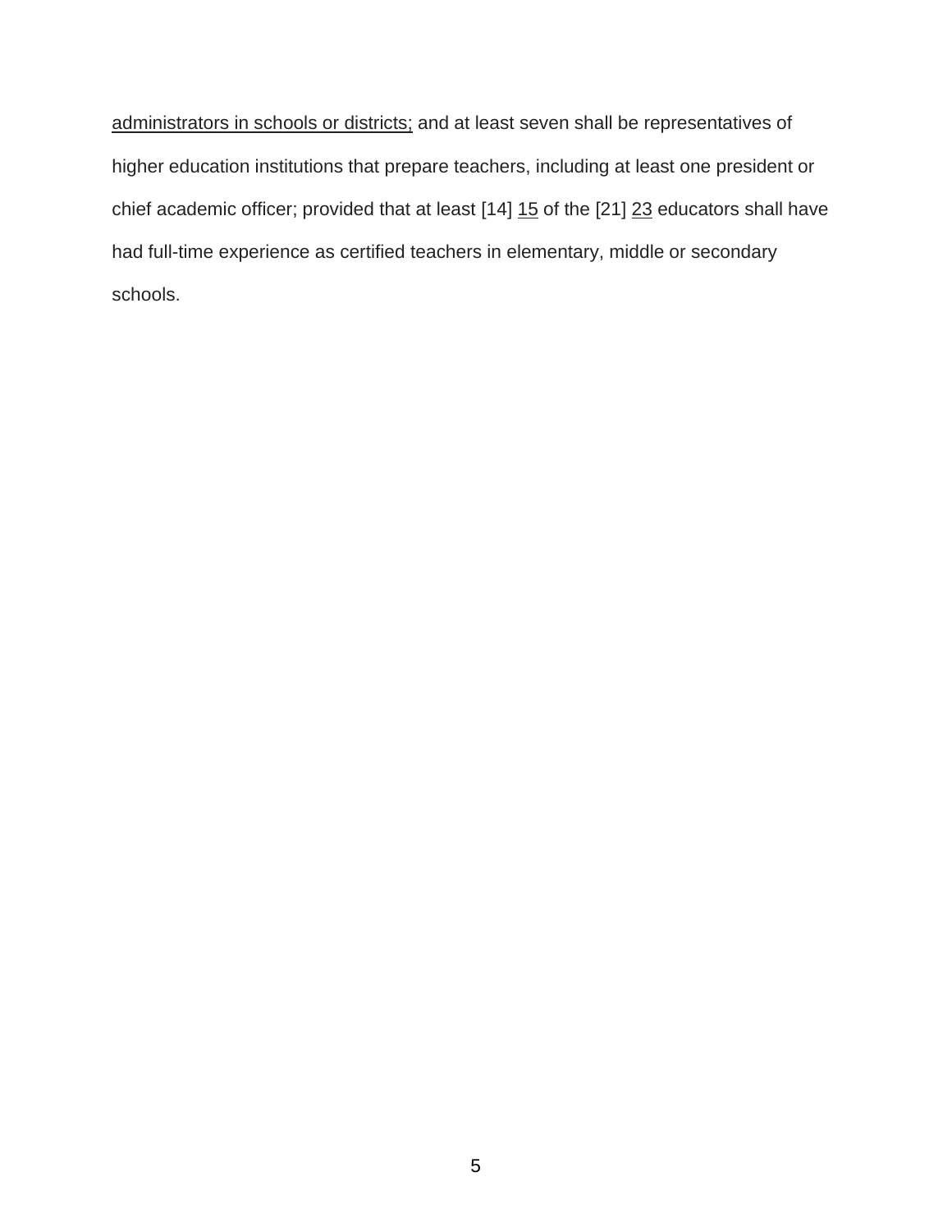<u>administrators in schools or districts;</u> and at least seven shall be representatives of higher education institutions that prepare teachers, including at least one president or chief academic officer; provided that at least [14] <u>15</u> of the [21] <u>23</u> educators shall have had full-time experience as certified teachers in elementary, middle or secondary schools.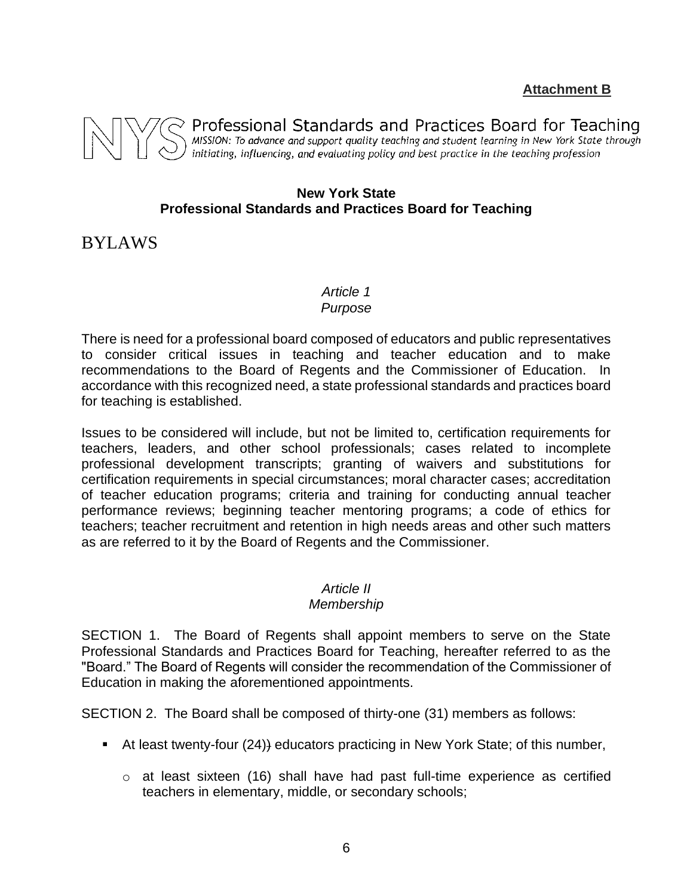**Attachment B**

NYS Professional Standards and Practices Board for Teaching

*MISSION: To advance and support quality teaching and student learning in New York State through initiating, influencing, and evaluating policy and best practice in the teaching profession*

**New York State**
**Professional Standards and Practices Board for Teaching**

# BYLAWS

## *Article 1*
## *Purpose*

There is need for a professional board composed of educators and public representatives to consider critical issues in teaching and teacher education and to make recommendations to the Board of Regents and the Commissioner of Education. In accordance with this recognized need, a state professional standards and practices board for teaching is established.

Issues to be considered will include, but not be limited to, certification requirements for teachers, leaders, and other school professionals; cases related to incomplete professional development transcripts; granting of waivers and substitutions for certification requirements in special circumstances; moral character cases; accreditation of teacher education programs; criteria and training for conducting annual teacher performance reviews; beginning teacher mentoring programs; a code of ethics for teachers; teacher recruitment and retention in high needs areas and other such matters as are referred to it by the Board of Regents and the Commissioner.

## *Article II*
## *Membership*

SECTION 1. The Board of Regents shall appoint members to serve on the State Professional Standards and Practices Board for Teaching, hereafter referred to as the "Board." The Board of Regents will consider the recommendation of the Commissioner of Education in making the aforementioned appointments.

SECTION 2. The Board shall be composed of thirty-one (31) members as follows:

- At least twenty-four (24)) educators practicing in New York State; of this number,
  - at least sixteen (16) shall have had past full-time experience as certified teachers in elementary, middle, or secondary schools;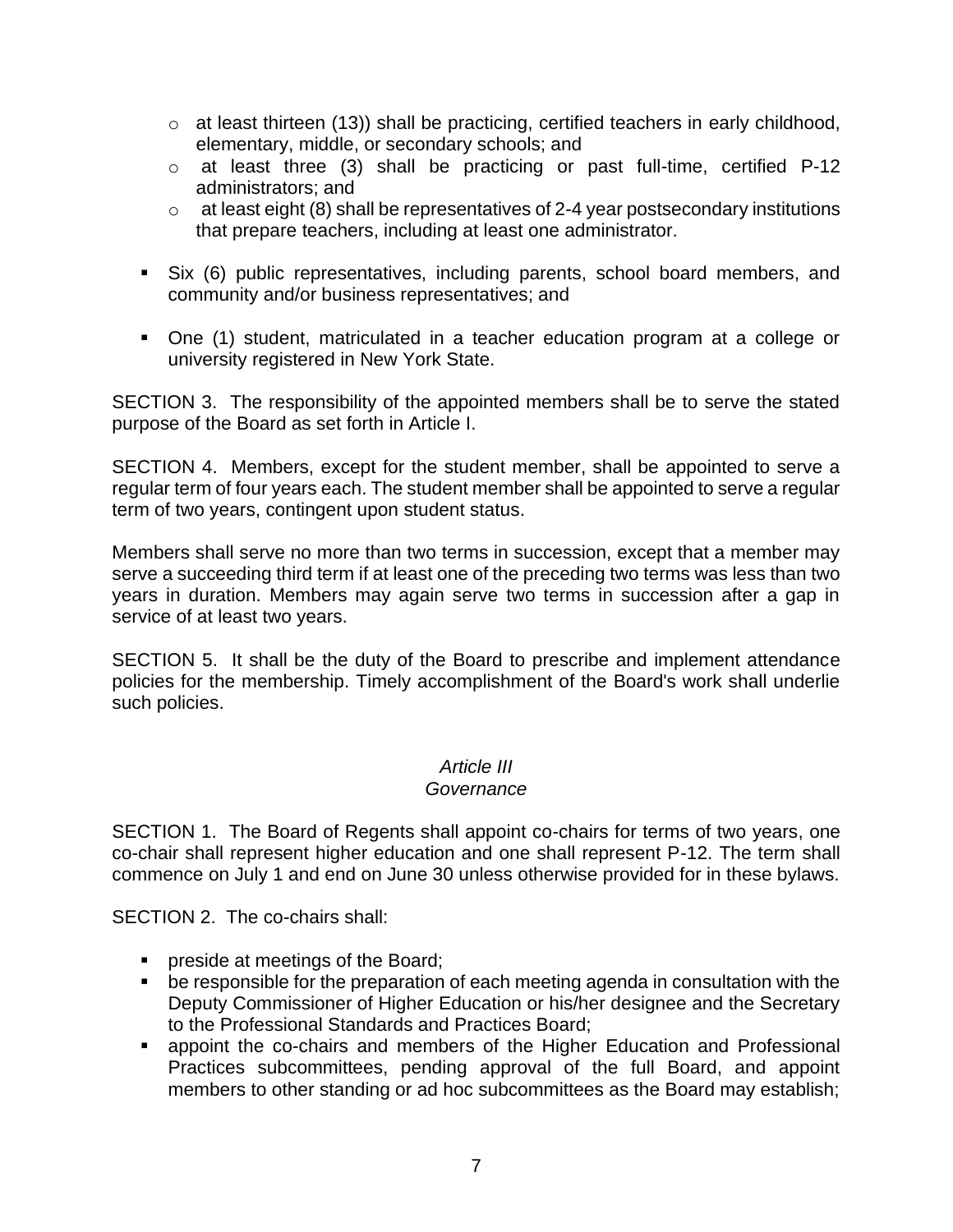- at least thirteen (13)) shall be practicing, certified teachers in early childhood, elementary, middle, or secondary schools; and
    - at least three (3) shall be practicing or past full-time, certified P-12 administrators; and
    - at least eight (8) shall be representatives of 2-4 year postsecondary institutions that prepare teachers, including at least one administrator.

- Six (6) public representatives, including parents, school board members, and community and/or business representatives; and

- One (1) student, matriculated in a teacher education program at a college or university registered in New York State.

SECTION 3. The responsibility of the appointed members shall be to serve the stated purpose of the Board as set forth in Article I.

SECTION 4. Members, except for the student member, shall be appointed to serve a regular term of four years each. The student member shall be appointed to serve a regular term of two years, contingent upon student status.

Members shall serve no more than two terms in succession, except that a member may serve a succeeding third term if at least one of the preceding two terms was less than two years in duration. Members may again serve two terms in succession after a gap in service of at least two years.

SECTION 5. It shall be the duty of the Board to prescribe and implement attendance policies for the membership. Timely accomplishment of the Board's work shall underlie such policies.

## *Article III*
## *Governance*

SECTION 1. The Board of Regents shall appoint co-chairs for terms of two years, one co-chair shall represent higher education and one shall represent P-12. The term shall commence on July 1 and end on June 30 unless otherwise provided for in these bylaws.

SECTION 2. The co-chairs shall:

- preside at meetings of the Board;
- be responsible for the preparation of each meeting agenda in consultation with the Deputy Commissioner of Higher Education or his/her designee and the Secretary to the Professional Standards and Practices Board;
- appoint the co-chairs and members of the Higher Education and Professional Practices subcommittees, pending approval of the full Board, and appoint members to other standing or ad hoc subcommittees as the Board may establish;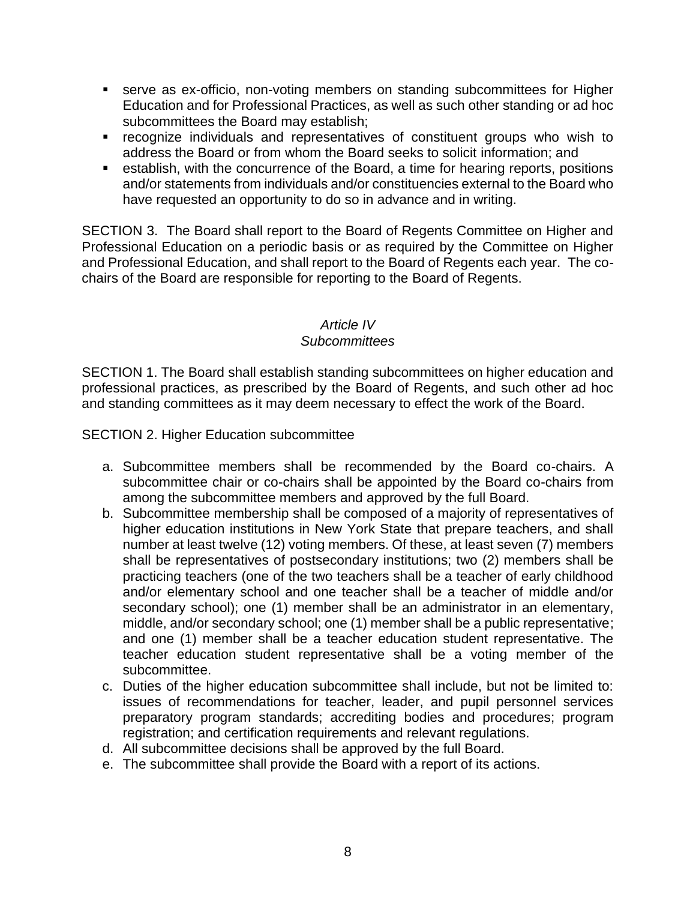- serve as ex-officio, non-voting members on standing subcommittees for Higher Education and for Professional Practices, as well as such other standing or ad hoc subcommittees the Board may establish;
- recognize individuals and representatives of constituent groups who wish to address the Board or from whom the Board seeks to solicit information; and
- establish, with the concurrence of the Board, a time for hearing reports, positions and/or statements from individuals and/or constituencies external to the Board who have requested an opportunity to do so in advance and in writing.

SECTION 3. The Board shall report to the Board of Regents Committee on Higher and Professional Education on a periodic basis or as required by the Committee on Higher and Professional Education, and shall report to the Board of Regents each year. The co-chairs of the Board are responsible for reporting to the Board of Regents.

### *Article IV*
### *Subcommittees*

SECTION 1. The Board shall establish standing subcommittees on higher education and professional practices, as prescribed by the Board of Regents, and such other ad hoc and standing committees as it may deem necessary to effect the work of the Board.

SECTION 2. Higher Education subcommittee

a. Subcommittee members shall be recommended by the Board co-chairs. A subcommittee chair or co-chairs shall be appointed by the Board co-chairs from among the subcommittee members and approved by the full Board.
b. Subcommittee membership shall be composed of a majority of representatives of higher education institutions in New York State that prepare teachers, and shall number at least twelve (12) voting members. Of these, at least seven (7) members shall be representatives of postsecondary institutions; two (2) members shall be practicing teachers (one of the two teachers shall be a teacher of early childhood and/or elementary school and one teacher shall be a teacher of middle and/or secondary school); one (1) member shall be an administrator in an elementary, middle, and/or secondary school; one (1) member shall be a public representative; and one (1) member shall be a teacher education student representative. The teacher education student representative shall be a voting member of the subcommittee.
c. Duties of the higher education subcommittee shall include, but not be limited to: issues of recommendations for teacher, leader, and pupil personnel services preparatory program standards; accrediting bodies and procedures; program registration; and certification requirements and relevant regulations.
d. All subcommittee decisions shall be approved by the full Board.
e. The subcommittee shall provide the Board with a report of its actions.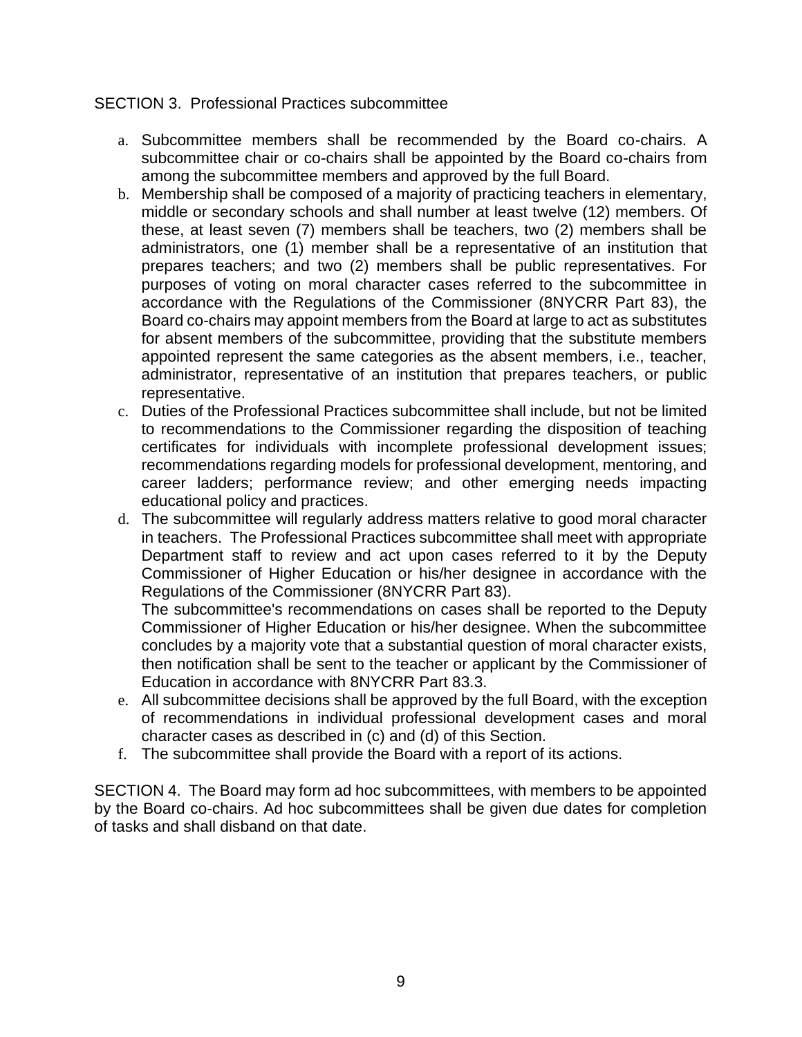SECTION 3. Professional Practices subcommittee

a. Subcommittee members shall be recommended by the Board co-chairs. A subcommittee chair or co-chairs shall be appointed by the Board co-chairs from among the subcommittee members and approved by the full Board.
b. Membership shall be composed of a majority of practicing teachers in elementary, middle or secondary schools and shall number at least twelve (12) members. Of these, at least seven (7) members shall be teachers, two (2) members shall be administrators, one (1) member shall be a representative of an institution that prepares teachers; and two (2) members shall be public representatives. For purposes of voting on moral character cases referred to the subcommittee in accordance with the Regulations of the Commissioner (8NYCRR Part 83), the Board co-chairs may appoint members from the Board at large to act as substitutes for absent members of the subcommittee, providing that the substitute members appointed represent the same categories as the absent members, i.e., teacher, administrator, representative of an institution that prepares teachers, or public representative.
c. Duties of the Professional Practices subcommittee shall include, but not be limited to recommendations to the Commissioner regarding the disposition of teaching certificates for individuals with incomplete professional development issues; recommendations regarding models for professional development, mentoring, and career ladders; performance review; and other emerging needs impacting educational policy and practices.
d. The subcommittee will regularly address matters relative to good moral character in teachers. The Professional Practices subcommittee shall meet with appropriate Department staff to review and act upon cases referred to it by the Deputy Commissioner of Higher Education or his/her designee in accordance with the Regulations of the Commissioner (8NYCRR Part 83).
   The subcommittee's recommendations on cases shall be reported to the Deputy Commissioner of Higher Education or his/her designee. When the subcommittee concludes by a majority vote that a substantial question of moral character exists, then notification shall be sent to the teacher or applicant by the Commissioner of Education in accordance with 8NYCRR Part 83.3.
e. All subcommittee decisions shall be approved by the full Board, with the exception of recommendations in individual professional development cases and moral character cases as described in (c) and (d) of this Section.
f. The subcommittee shall provide the Board with a report of its actions.

SECTION 4. The Board may form ad hoc subcommittees, with members to be appointed by the Board co-chairs. Ad hoc subcommittees shall be given due dates for completion of tasks and shall disband on that date.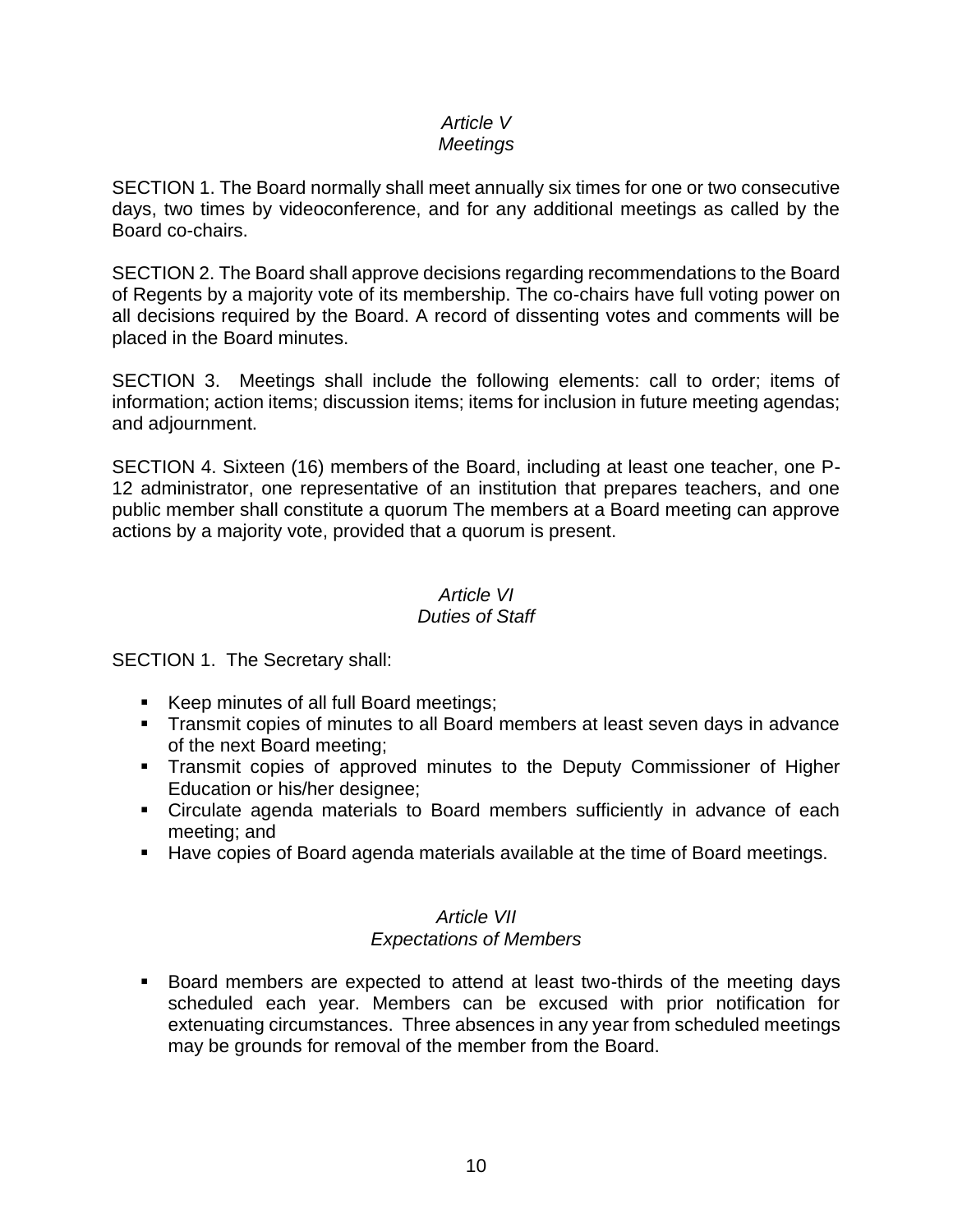### *Article V*
### *Meetings*

SECTION 1. The Board normally shall meet annually six times for one or two consecutive days, two times by videoconference, and for any additional meetings as called by the Board co-chairs.

SECTION 2. The Board shall approve decisions regarding recommendations to the Board of Regents by a majority vote of its membership. The co-chairs have full voting power on all decisions required by the Board. A record of dissenting votes and comments will be placed in the Board minutes.

SECTION 3. Meetings shall include the following elements: call to order; items of information; action items; discussion items; items for inclusion in future meeting agendas; and adjournment.

SECTION 4. Sixteen (16) members of the Board, including at least one teacher, one P-12 administrator, one representative of an institution that prepares teachers, and one public member shall constitute a quorum The members at a Board meeting can approve actions by a majority vote, provided that a quorum is present.

### *Article VI*
### *Duties of Staff*

SECTION 1. The Secretary shall:

- Keep minutes of all full Board meetings;
- Transmit copies of minutes to all Board members at least seven days in advance of the next Board meeting;
- Transmit copies of approved minutes to the Deputy Commissioner of Higher Education or his/her designee;
- Circulate agenda materials to Board members sufficiently in advance of each meeting; and
- Have copies of Board agenda materials available at the time of Board meetings.

### *Article VII*
### *Expectations of Members*

- Board members are expected to attend at least two-thirds of the meeting days scheduled each year. Members can be excused with prior notification for extenuating circumstances. Three absences in any year from scheduled meetings may be grounds for removal of the member from the Board.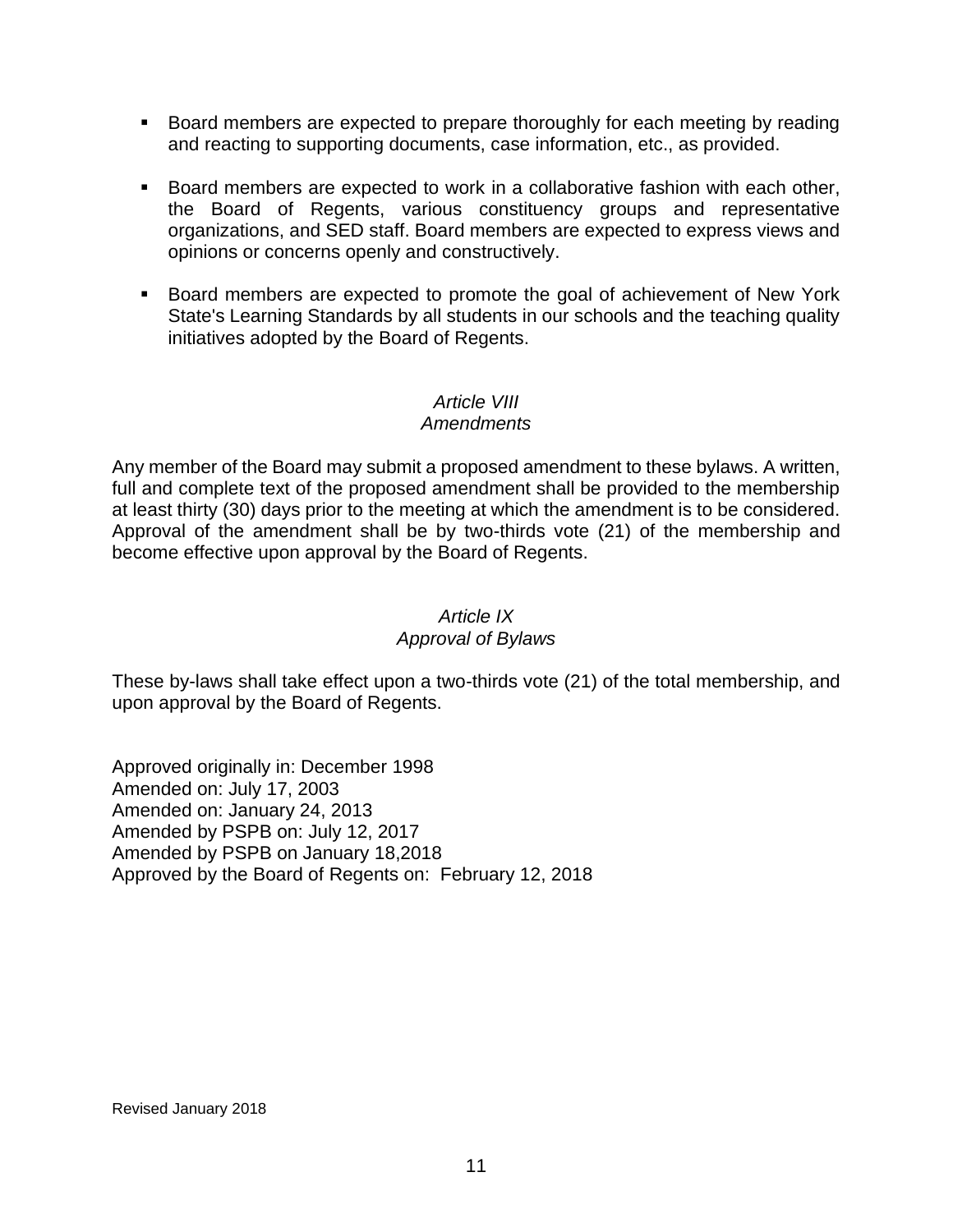- Board members are expected to prepare thoroughly for each meeting by reading and reacting to supporting documents, case information, etc., as provided.
- Board members are expected to work in a collaborative fashion with each other, the Board of Regents, various constituency groups and representative organizations, and SED staff. Board members are expected to express views and opinions or concerns openly and constructively.
- Board members are expected to promote the goal of achievement of New York State's Learning Standards by all students in our schools and the teaching quality initiatives adopted by the Board of Regents.

## *Article VIII*
## *Amendments*

Any member of the Board may submit a proposed amendment to these bylaws. A written, full and complete text of the proposed amendment shall be provided to the membership at least thirty (30) days prior to the meeting at which the amendment is to be considered. Approval of the amendment shall be by two-thirds vote (21) of the membership and become effective upon approval by the Board of Regents.

## *Article IX*
## *Approval of Bylaws*

These by-laws shall take effect upon a two-thirds vote (21) of the total membership, and upon approval by the Board of Regents.

Approved originally in: December 1998
Amended on: July 17, 2003
Amended on: January 24, 2013
Amended by PSPB on: July 12, 2017
Amended by PSPB on January 18,2018
Approved by the Board of Regents on: February 12, 2018